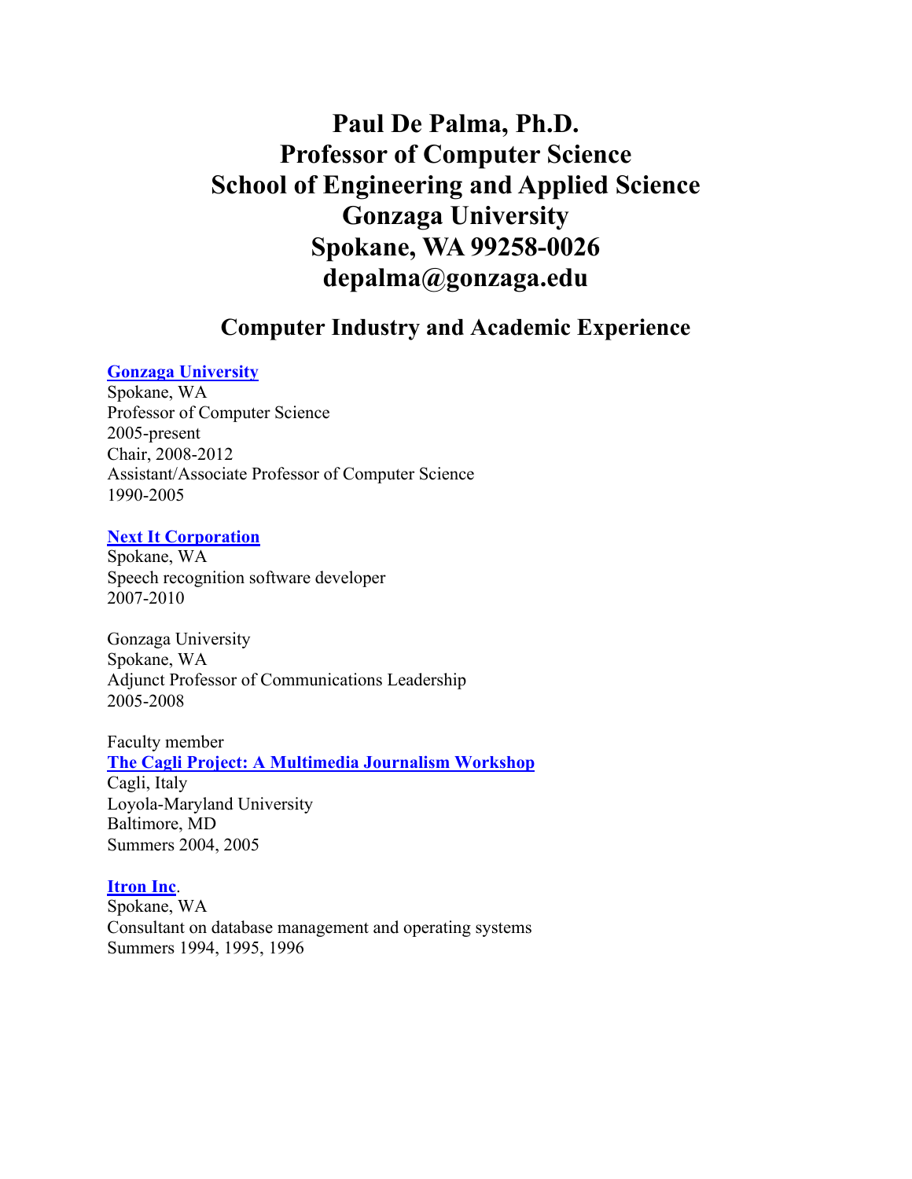# Paul De Palma, Ph.D.
# Professor of Computer Science
# School of Engineering and Applied Science
# Gonzaga University
# Spokane, WA 99258-0026
# depalma@gonzaga.edu

## Computer Industry and Academic Experience

**Gonzaga University**
Spokane, WA
Professor of Computer Science
2005-present
Chair, 2008-2012
Assistant/Associate Professor of Computer Science
1990-2005

**Next It Corporation**
Spokane, WA
Speech recognition software developer
2007-2010

Gonzaga University
Spokane, WA
Adjunct Professor of Communications Leadership
2005-2008

Faculty member
**The Cagli Project: A Multimedia Journalism Workshop**
Cagli, Italy
Loyola-Maryland University
Baltimore, MD
Summers 2004, 2005

**Itron Inc**.
Spokane, WA
Consultant on database management and operating systems
Summers 1994, 1995, 1996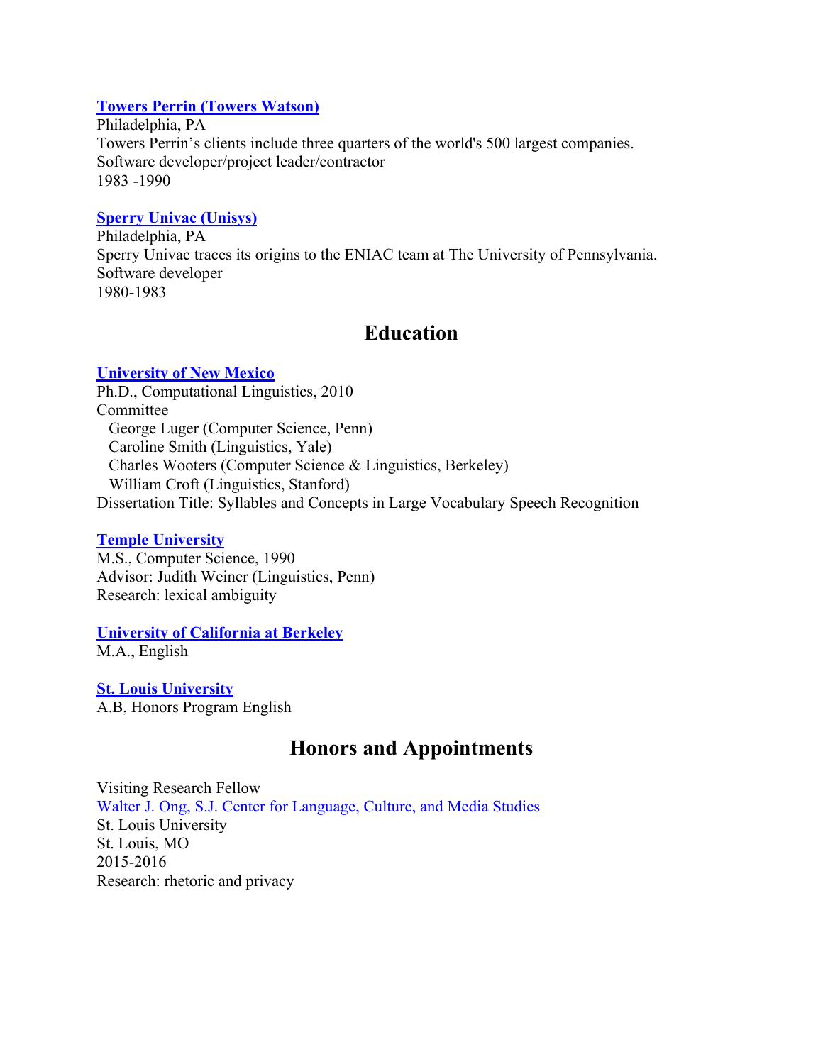**Towers Perrin (Towers Watson)**
Philadelphia, PA
Towers Perrin's clients include three quarters of the world's 500 largest companies.
Software developer/project leader/contractor
1983 -1990

**Sperry Univac (Unisys)**
Philadelphia, PA
Sperry Univac traces its origins to the ENIAC team at The University of Pennsylvania.
Software developer
1980-1983

## Education

**University of New Mexico**
Ph.D., Computational Linguistics, 2010
Committee
  George Luger (Computer Science, Penn)
  Caroline Smith (Linguistics, Yale)
  Charles Wooters (Computer Science & Linguistics, Berkeley)
  William Croft (Linguistics, Stanford)
Dissertation Title: Syllables and Concepts in Large Vocabulary Speech Recognition

**Temple University**
M.S., Computer Science, 1990
Advisor: Judith Weiner (Linguistics, Penn)
Research: lexical ambiguity

**University of California at Berkeley**
M.A., English

**St. Louis University**
A.B, Honors Program English

## Honors and Appointments

Visiting Research Fellow
Walter J. Ong, S.J. Center for Language, Culture, and Media Studies
St. Louis University
St. Louis, MO
2015-2016
Research: rhetoric and privacy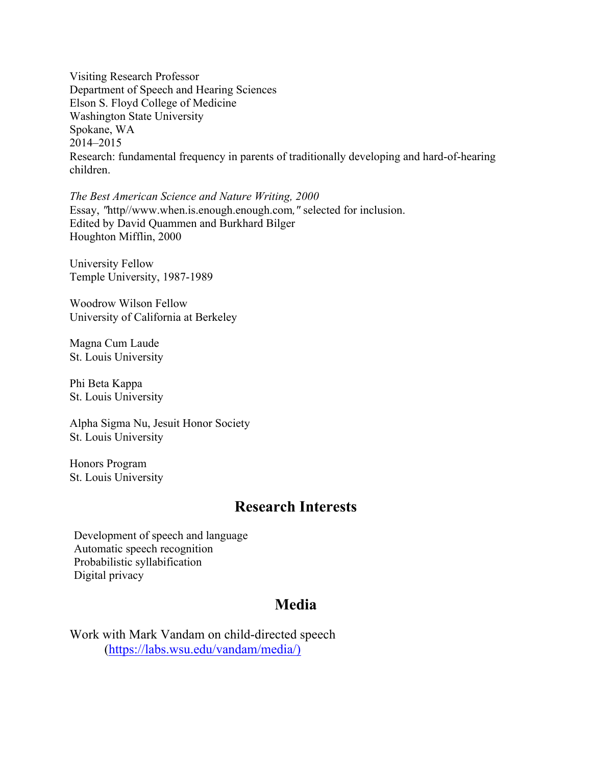Visiting Research Professor
Department of Speech and Hearing Sciences
Elson S. Floyd College of Medicine
Washington State University
Spokane, WA
2014–2015
Research: fundamental frequency in parents of traditionally developing and hard-of-hearing children.

*The Best American Science and Nature Writing, 2000*
Essay, "http//www.when.is.enough.enough.com," selected for inclusion.
Edited by David Quammen and Burkhard Bilger
Houghton Mifflin, 2000

University Fellow
Temple University, 1987-1989

Woodrow Wilson Fellow
University of California at Berkeley

Magna Cum Laude
St. Louis University

Phi Beta Kappa
St. Louis University

Alpha Sigma Nu, Jesuit Honor Society
St. Louis University

Honors Program
St. Louis University

## Research Interests

Development of speech and language
Automatic speech recognition
Probabilistic syllabification
Digital privacy

## Media

Work with Mark Vandam on child-directed speech
(https://labs.wsu.edu/vandam/media/)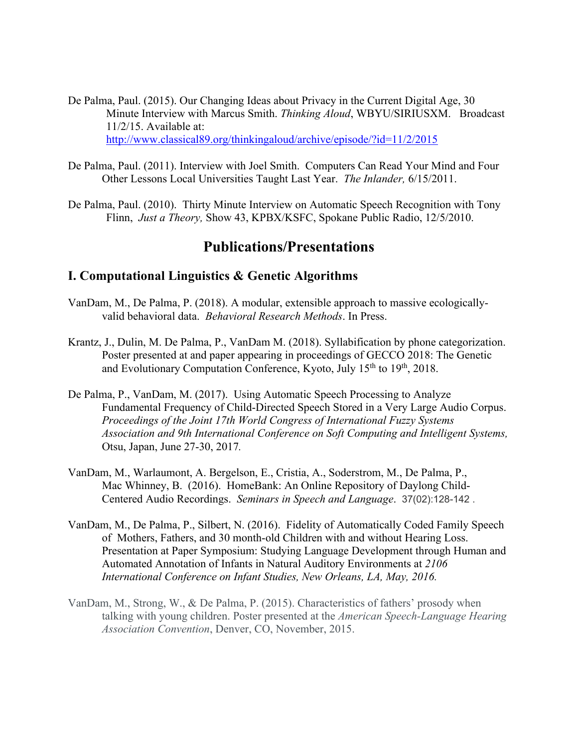De Palma, Paul. (2015). Our Changing Ideas about Privacy in the Current Digital Age, 30 Minute Interview with Marcus Smith. *Thinking Aloud*, WBYU/SIRIUSXM. Broadcast 11/2/15. Available at: http://www.classical89.org/thinkingaloud/archive/episode/?id=11/2/2015

De Palma, Paul. (2011). Interview with Joel Smith. Computers Can Read Your Mind and Four Other Lessons Local Universities Taught Last Year. *The Inlander,* 6/15/2011.

De Palma, Paul. (2010). Thirty Minute Interview on Automatic Speech Recognition with Tony Flinn, *Just a Theory,* Show 43, KPBX/KSFC, Spokane Public Radio, 12/5/2010.

# Publications/Presentations

## I. Computational Linguistics & Genetic Algorithms

VanDam, M., De Palma, P. (2018). A modular, extensible approach to massive ecologically-valid behavioral data. *Behavioral Research Methods*. In Press.

Krantz, J., Dulin, M. De Palma, P., VanDam M. (2018). Syllabification by phone categorization. Poster presented at and paper appearing in proceedings of GECCO 2018: The Genetic and Evolutionary Computation Conference, Kyoto, July 15th to 19th, 2018.

De Palma, P., VanDam, M. (2017). Using Automatic Speech Processing to Analyze Fundamental Frequency of Child-Directed Speech Stored in a Very Large Audio Corpus. *Proceedings of the Joint 17th World Congress of International Fuzzy Systems Association and 9th International Conference on Soft Computing and Intelligent Systems,* Otsu, Japan, June 27-30, 2017.

VanDam, M., Warlaumont, A. Bergelson, E., Cristia, A., Soderstrom, M., De Palma, P., Mac Whinney, B. (2016). HomeBank: An Online Repository of Daylong Child-Centered Audio Recordings. *Seminars in Speech and Language*. 37(02):128-142 .

VanDam, M., De Palma, P., Silbert, N. (2016). Fidelity of Automatically Coded Family Speech of Mothers, Fathers, and 30 month-old Children with and without Hearing Loss. Presentation at Paper Symposium: Studying Language Development through Human and Automated Annotation of Infants in Natural Auditory Environments at *2106 International Conference on Infant Studies, New Orleans, LA, May, 2016.*

VanDam, M., Strong, W., & De Palma, P. (2015). Characteristics of fathers' prosody when talking with young children. Poster presented at the *American Speech-Language Hearing Association Convention*, Denver, CO, November, 2015.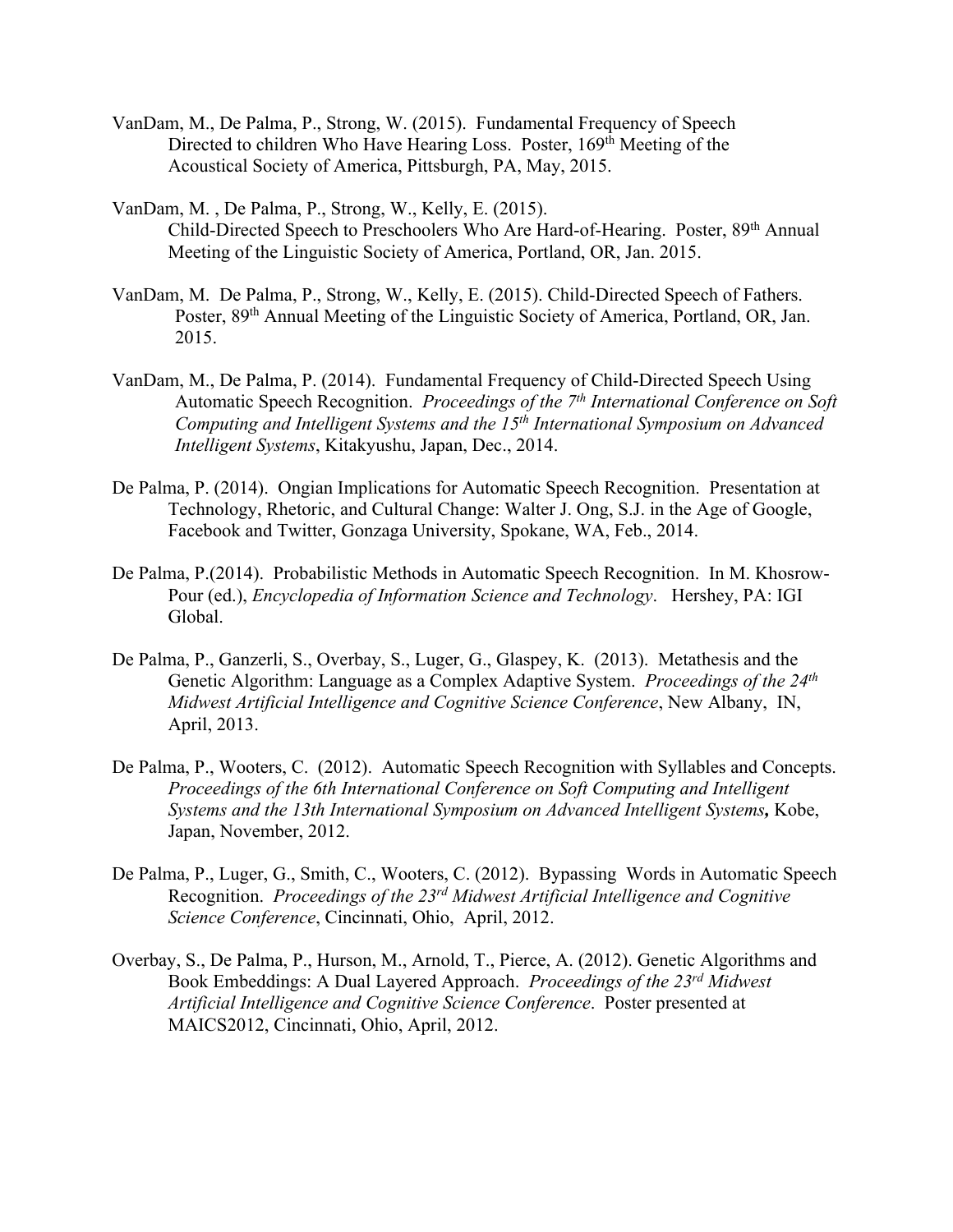VanDam, M., De Palma, P., Strong, W. (2015). Fundamental Frequency of Speech Directed to children Who Have Hearing Loss. Poster, 169th Meeting of the Acoustical Society of America, Pittsburgh, PA, May, 2015.

VanDam, M. , De Palma, P., Strong, W., Kelly, E. (2015). Child-Directed Speech to Preschoolers Who Are Hard-of-Hearing. Poster, 89th Annual Meeting of the Linguistic Society of America, Portland, OR, Jan. 2015.

VanDam, M. De Palma, P., Strong, W., Kelly, E. (2015). Child-Directed Speech of Fathers. Poster, 89th Annual Meeting of the Linguistic Society of America, Portland, OR, Jan. 2015.

VanDam, M., De Palma, P. (2014). Fundamental Frequency of Child-Directed Speech Using Automatic Speech Recognition. *Proceedings of the 7th International Conference on Soft Computing and Intelligent Systems and the 15th International Symposium on Advanced Intelligent Systems*, Kitakyushu, Japan, Dec., 2014.

De Palma, P. (2014). Ongian Implications for Automatic Speech Recognition. Presentation at Technology, Rhetoric, and Cultural Change: Walter J. Ong, S.J. in the Age of Google, Facebook and Twitter, Gonzaga University, Spokane, WA, Feb., 2014.

De Palma, P.(2014). Probabilistic Methods in Automatic Speech Recognition. In M. Khosrow-Pour (ed.), *Encyclopedia of Information Science and Technology*. Hershey, PA: IGI Global.

De Palma, P., Ganzerli, S., Overbay, S., Luger, G., Glaspey, K. (2013). Metathesis and the Genetic Algorithm: Language as a Complex Adaptive System. *Proceedings of the 24th Midwest Artificial Intelligence and Cognitive Science Conference*, New Albany, IN, April, 2013.

De Palma, P., Wooters, C. (2012). Automatic Speech Recognition with Syllables and Concepts. *Proceedings of the 6th International Conference on Soft Computing and Intelligent Systems and the 13th International Symposium on Advanced Intelligent Systems***,** Kobe, Japan, November, 2012.

De Palma, P., Luger, G., Smith, C., Wooters, C. (2012). Bypassing Words in Automatic Speech Recognition. *Proceedings of the 23rd Midwest Artificial Intelligence and Cognitive Science Conference*, Cincinnati, Ohio, April, 2012.

Overbay, S., De Palma, P., Hurson, M., Arnold, T., Pierce, A. (2012). Genetic Algorithms and Book Embeddings: A Dual Layered Approach. *Proceedings of the 23rd Midwest Artificial Intelligence and Cognitive Science Conference*. Poster presented at MAICS2012, Cincinnati, Ohio, April, 2012.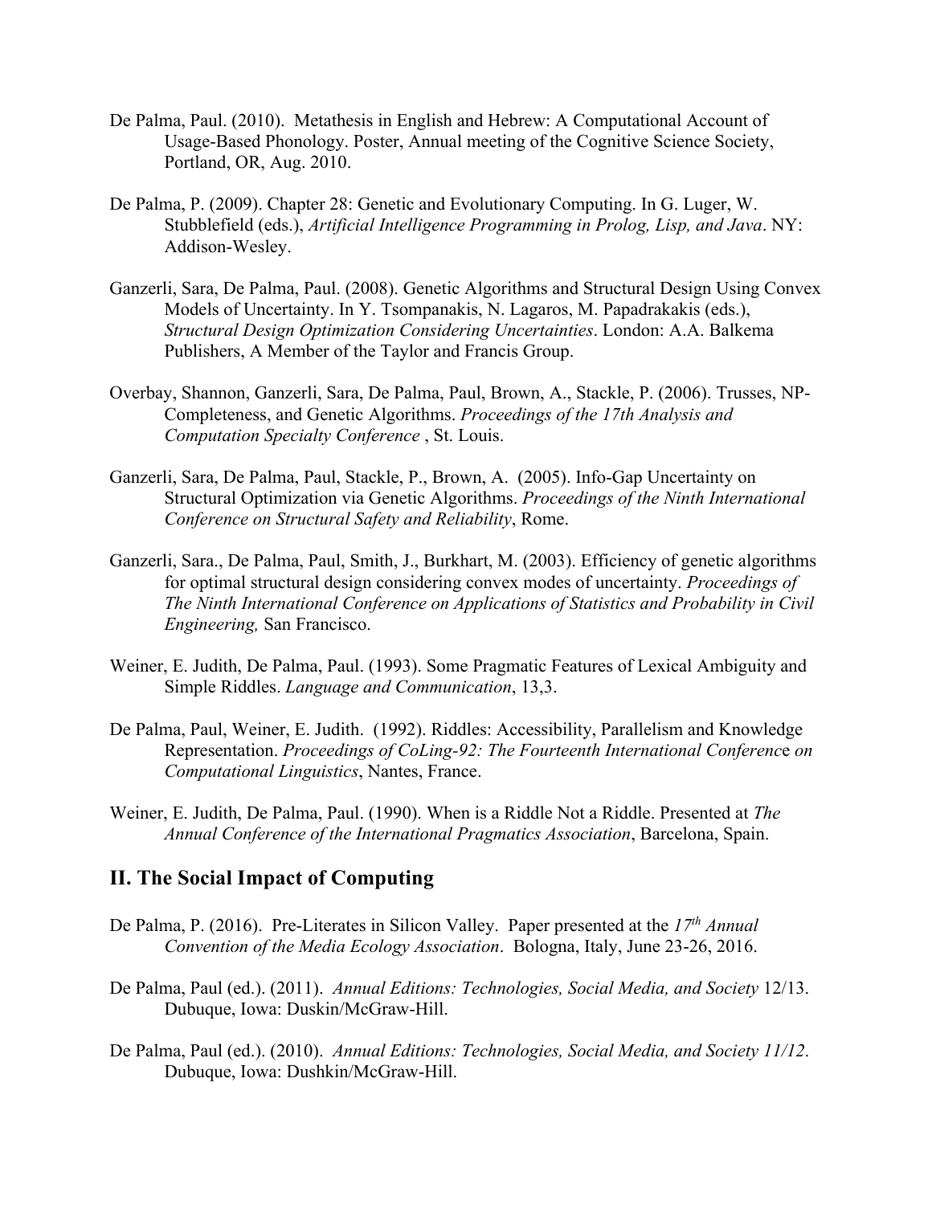De Palma, Paul. (2010). Metathesis in English and Hebrew: A Computational Account of Usage-Based Phonology. Poster, Annual meeting of the Cognitive Science Society, Portland, OR, Aug. 2010.

De Palma, P. (2009). Chapter 28: Genetic and Evolutionary Computing. In G. Luger, W. Stubblefield (eds.), *Artificial Intelligence Programming in Prolog, Lisp, and Java*. NY: Addison-Wesley.

Ganzerli, Sara, De Palma, Paul. (2008). Genetic Algorithms and Structural Design Using Convex Models of Uncertainty. In Y. Tsompanakis, N. Lagaros, M. Papadrakakis (eds.), *Structural Design Optimization Considering Uncertainties*. London: A.A. Balkema Publishers, A Member of the Taylor and Francis Group.

Overbay, Shannon, Ganzerli, Sara, De Palma, Paul, Brown, A., Stackle, P. (2006). Trusses, NP-Completeness, and Genetic Algorithms. *Proceedings of the 17th Analysis and Computation Specialty Conference* , St. Louis.

Ganzerli, Sara, De Palma, Paul, Stackle, P., Brown, A. (2005). Info-Gap Uncertainty on Structural Optimization via Genetic Algorithms. *Proceedings of the Ninth International Conference on Structural Safety and Reliability*, Rome.

Ganzerli, Sara., De Palma, Paul, Smith, J., Burkhart, M. (2003). Efficiency of genetic algorithms for optimal structural design considering convex modes of uncertainty. *Proceedings of The Ninth International Conference on Applications of Statistics and Probability in Civil Engineering,* San Francisco.

Weiner, E. Judith, De Palma, Paul. (1993). Some Pragmatic Features of Lexical Ambiguity and Simple Riddles. *Language and Communication*, 13,3.

De Palma, Paul, Weiner, E. Judith. (1992). Riddles: Accessibility, Parallelism and Knowledge Representation. *Proceedings of CoLing-92: The Fourteenth International Conference on Computational Linguistics*, Nantes, France.

Weiner, E. Judith, De Palma, Paul. (1990). When is a Riddle Not a Riddle. Presented at *The Annual Conference of the International Pragmatics Association*, Barcelona, Spain.

## II. The Social Impact of Computing

De Palma, P. (2016). Pre-Literates in Silicon Valley. Paper presented at the *17th Annual Convention of the Media Ecology Association*. Bologna, Italy, June 23-26, 2016.

De Palma, Paul (ed.). (2011). *Annual Editions: Technologies, Social Media, and Society* 12/13. Dubuque, Iowa: Duskin/McGraw-Hill.

De Palma, Paul (ed.). (2010). *Annual Editions: Technologies, Social Media, and Society 11/12*. Dubuque, Iowa: Dushkin/McGraw-Hill.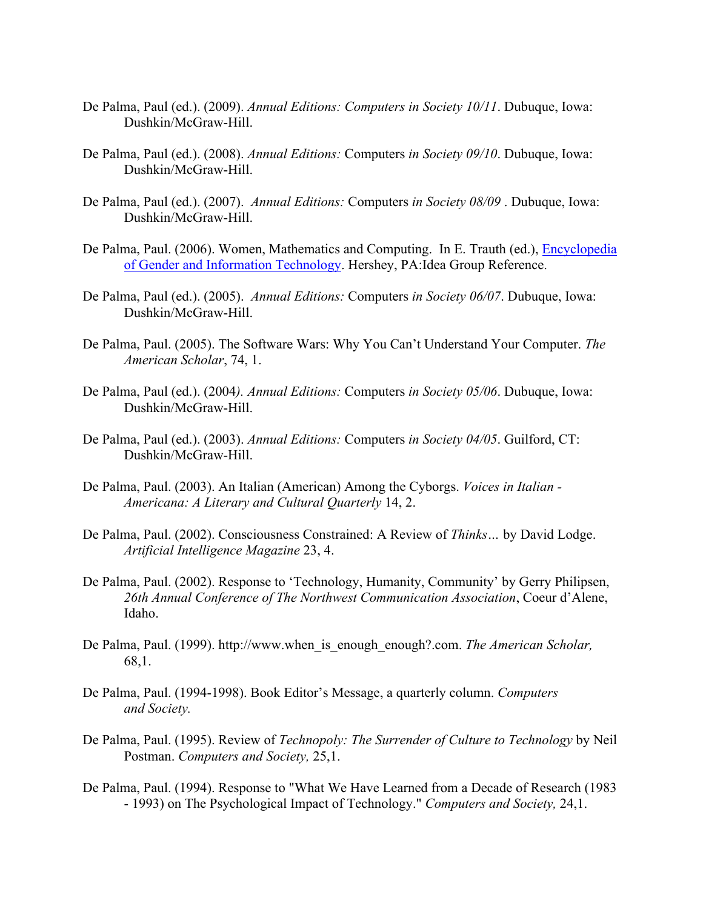De Palma, Paul (ed.). (2009). *Annual Editions: Computers in Society 10/11*. Dubuque, Iowa: Dushkin/McGraw-Hill.

De Palma, Paul (ed.). (2008). *Annual Editions:* Computers *in Society 09/10*. Dubuque, Iowa: Dushkin/McGraw-Hill.

De Palma, Paul (ed.). (2007). *Annual Editions:* Computers *in Society 08/09* . Dubuque, Iowa: Dushkin/McGraw-Hill.

De Palma, Paul. (2006). Women, Mathematics and Computing. In E. Trauth (ed.), Encyclopedia of Gender and Information Technology. Hershey, PA:Idea Group Reference.

De Palma, Paul (ed.). (2005). *Annual Editions:* Computers *in Society 06/07*. Dubuque, Iowa: Dushkin/McGraw-Hill.

De Palma, Paul. (2005). The Software Wars: Why You Can't Understand Your Computer. *The American Scholar*, 74, 1.

De Palma, Paul (ed.). (2004*). Annual Editions:* Computers *in Society 05/06*. Dubuque, Iowa: Dushkin/McGraw-Hill.

De Palma, Paul (ed.). (2003). *Annual Editions:* Computers *in Society 04/05*. Guilford, CT: Dushkin/McGraw-Hill.

De Palma, Paul. (2003). An Italian (American) Among the Cyborgs. *Voices in Italian - Americana: A Literary and Cultural Quarterly* 14, 2.

De Palma, Paul. (2002). Consciousness Constrained: A Review of *Thinks…* by David Lodge. *Artificial Intelligence Magazine* 23, 4.

De Palma, Paul. (2002). Response to 'Technology, Humanity, Community' by Gerry Philipsen, *26th Annual Conference of The Northwest Communication Association*, Coeur d'Alene, Idaho.

De Palma, Paul. (1999). http://www.when_is_enough_enough?.com. *The American Scholar,* 68,1.

De Palma, Paul. (1994-1998). Book Editor's Message, a quarterly column. *Computers and Society.*

De Palma, Paul. (1995). Review of *Technopoly: The Surrender of Culture to Technology* by Neil Postman. *Computers and Society,* 25,1.

De Palma, Paul. (1994). Response to "What We Have Learned from a Decade of Research (1983 - 1993) on The Psychological Impact of Technology." *Computers and Society,* 24,1.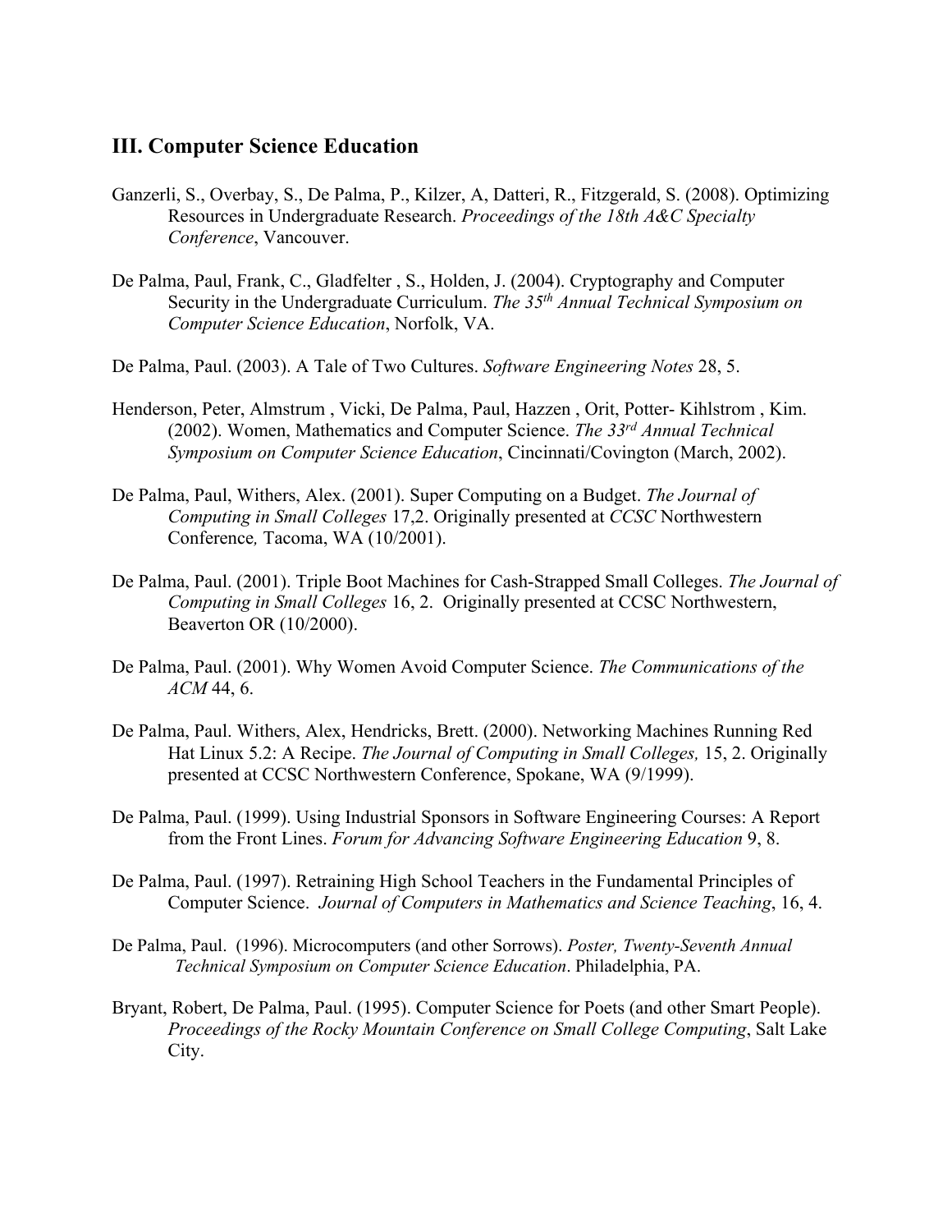## III. Computer Science Education

Ganzerli, S., Overbay, S., De Palma, P., Kilzer, A, Datteri, R., Fitzgerald, S. (2008). Optimizing Resources in Undergraduate Research. *Proceedings of the 18th A&C Specialty Conference*, Vancouver.

De Palma, Paul, Frank, C., Gladfelter , S., Holden, J. (2004). Cryptography and Computer Security in the Undergraduate Curriculum. *The 35th Annual Technical Symposium on Computer Science Education*, Norfolk, VA.

De Palma, Paul. (2003). A Tale of Two Cultures. *Software Engineering Notes* 28, 5.

Henderson, Peter, Almstrum , Vicki, De Palma, Paul, Hazzen , Orit, Potter- Kihlstrom , Kim. (2002). Women, Mathematics and Computer Science. *The 33rd Annual Technical Symposium on Computer Science Education*, Cincinnati/Covington (March, 2002).

De Palma, Paul, Withers, Alex. (2001). Super Computing on a Budget. *The Journal of Computing in Small Colleges* 17,2. Originally presented at *CCSC* Northwestern Conference*,* Tacoma, WA (10/2001).

De Palma, Paul. (2001). Triple Boot Machines for Cash-Strapped Small Colleges. *The Journal of Computing in Small Colleges* 16, 2. Originally presented at CCSC Northwestern, Beaverton OR (10/2000).

De Palma, Paul. (2001). Why Women Avoid Computer Science. *The Communications of the ACM* 44, 6.

De Palma, Paul. Withers, Alex, Hendricks, Brett. (2000). Networking Machines Running Red Hat Linux 5.2: A Recipe. *The Journal of Computing in Small Colleges,* 15, 2. Originally presented at CCSC Northwestern Conference, Spokane, WA (9/1999).

De Palma, Paul. (1999). Using Industrial Sponsors in Software Engineering Courses: A Report from the Front Lines. *Forum for Advancing Software Engineering Education* 9, 8.

De Palma, Paul. (1997). Retraining High School Teachers in the Fundamental Principles of Computer Science. *Journal of Computers in Mathematics and Science Teaching*, 16, 4.

De Palma, Paul. (1996). Microcomputers (and other Sorrows). *Poster, Twenty-Seventh Annual Technical Symposium on Computer Science Education*. Philadelphia, PA.

Bryant, Robert, De Palma, Paul. (1995). Computer Science for Poets (and other Smart People). *Proceedings of the Rocky Mountain Conference on Small College Computing*, Salt Lake City.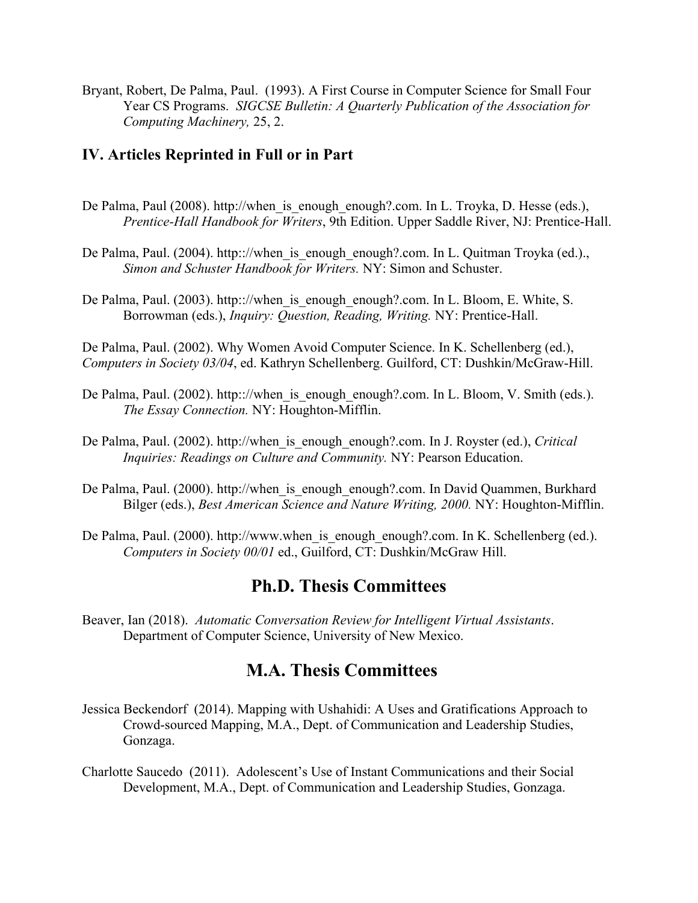Bryant, Robert, De Palma, Paul. (1993). A First Course in Computer Science for Small Four Year CS Programs. *SIGCSE Bulletin: A Quarterly Publication of the Association for Computing Machinery,* 25, 2.

### IV. Articles Reprinted in Full or in Part

De Palma, Paul (2008). http://when_is_enough_enough?.com. In L. Troyka, D. Hesse (eds.), *Prentice-Hall Handbook for Writers*, 9th Edition. Upper Saddle River, NJ: Prentice-Hall.

De Palma, Paul. (2004). http:://when_is_enough_enough?.com. In L. Quitman Troyka (ed.)., *Simon and Schuster Handbook for Writers.* NY: Simon and Schuster.

De Palma, Paul. (2003). http:://when_is_enough_enough?.com. In L. Bloom, E. White, S. Borrowman (eds.), *Inquiry: Question, Reading, Writing.* NY: Prentice-Hall.

De Palma, Paul. (2002). Why Women Avoid Computer Science. In K. Schellenberg (ed.), *Computers in Society 03/04*, ed. Kathryn Schellenberg. Guilford, CT: Dushkin/McGraw-Hill.

De Palma, Paul. (2002). http:://when_is_enough_enough?.com. In L. Bloom, V. Smith (eds.). *The Essay Connection.* NY: Houghton-Mifflin.

De Palma, Paul. (2002). http://when_is_enough_enough?.com. In J. Royster (ed.), *Critical Inquiries: Readings on Culture and Community.* NY: Pearson Education.

De Palma, Paul. (2000). http://when_is_enough_enough?.com. In David Quammen, Burkhard Bilger (eds.), *Best American Science and Nature Writing, 2000.* NY: Houghton-Mifflin.

De Palma, Paul. (2000). http://www.when_is_enough_enough?.com. In K. Schellenberg (ed.). *Computers in Society 00/01* ed., Guilford, CT: Dushkin/McGraw Hill.

## Ph.D. Thesis Committees

Beaver, Ian (2018). *Automatic Conversation Review for Intelligent Virtual Assistants*. Department of Computer Science, University of New Mexico.

## M.A. Thesis Committees

Jessica Beckendorf (2014). Mapping with Ushahidi: A Uses and Gratifications Approach to Crowd-sourced Mapping, M.A., Dept. of Communication and Leadership Studies, Gonzaga.

Charlotte Saucedo (2011). Adolescent's Use of Instant Communications and their Social Development, M.A., Dept. of Communication and Leadership Studies, Gonzaga.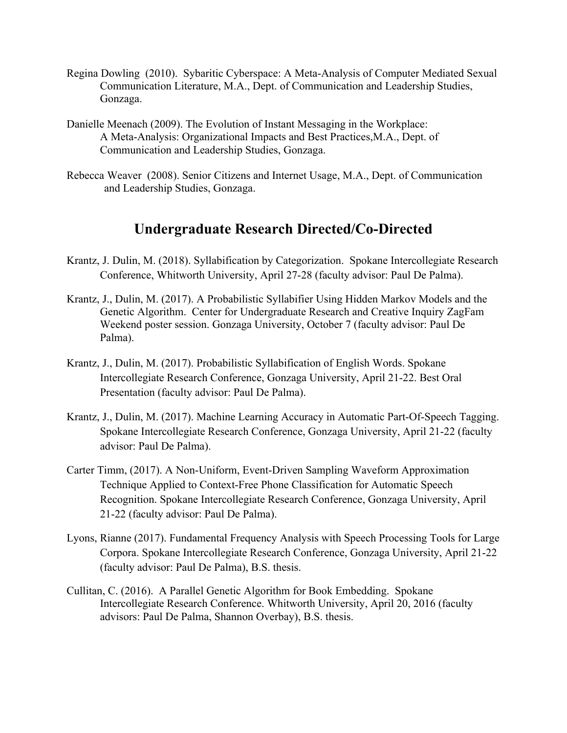Regina Dowling (2010). Sybaritic Cyberspace: A Meta-Analysis of Computer Mediated Sexual Communication Literature, M.A., Dept. of Communication and Leadership Studies, Gonzaga.

Danielle Meenach (2009). The Evolution of Instant Messaging in the Workplace: A Meta-Analysis: Organizational Impacts and Best Practices,M.A., Dept. of Communication and Leadership Studies, Gonzaga.

Rebecca Weaver (2008). Senior Citizens and Internet Usage, M.A., Dept. of Communication and Leadership Studies, Gonzaga.

## Undergraduate Research Directed/Co-Directed

Krantz, J. Dulin, M. (2018). Syllabification by Categorization. Spokane Intercollegiate Research Conference, Whitworth University, April 27-28 (faculty advisor: Paul De Palma).

Krantz, J., Dulin, M. (2017). A Probabilistic Syllabifier Using Hidden Markov Models and the Genetic Algorithm. Center for Undergraduate Research and Creative Inquiry ZagFam Weekend poster session. Gonzaga University, October 7 (faculty advisor: Paul De Palma).

Krantz, J., Dulin, M. (2017). Probabilistic Syllabification of English Words. Spokane Intercollegiate Research Conference, Gonzaga University, April 21-22. Best Oral Presentation (faculty advisor: Paul De Palma).

Krantz, J., Dulin, M. (2017). Machine Learning Accuracy in Automatic Part-Of-Speech Tagging. Spokane Intercollegiate Research Conference, Gonzaga University, April 21-22 (faculty advisor: Paul De Palma).

Carter Timm, (2017). A Non-Uniform, Event-Driven Sampling Waveform Approximation Technique Applied to Context-Free Phone Classification for Automatic Speech Recognition. Spokane Intercollegiate Research Conference, Gonzaga University, April 21-22 (faculty advisor: Paul De Palma).

Lyons, Rianne (2017). Fundamental Frequency Analysis with Speech Processing Tools for Large Corpora. Spokane Intercollegiate Research Conference, Gonzaga University, April 21-22 (faculty advisor: Paul De Palma), B.S. thesis.

Cullitan, C. (2016). A Parallel Genetic Algorithm for Book Embedding. Spokane Intercollegiate Research Conference. Whitworth University, April 20, 2016 (faculty advisors: Paul De Palma, Shannon Overbay), B.S. thesis.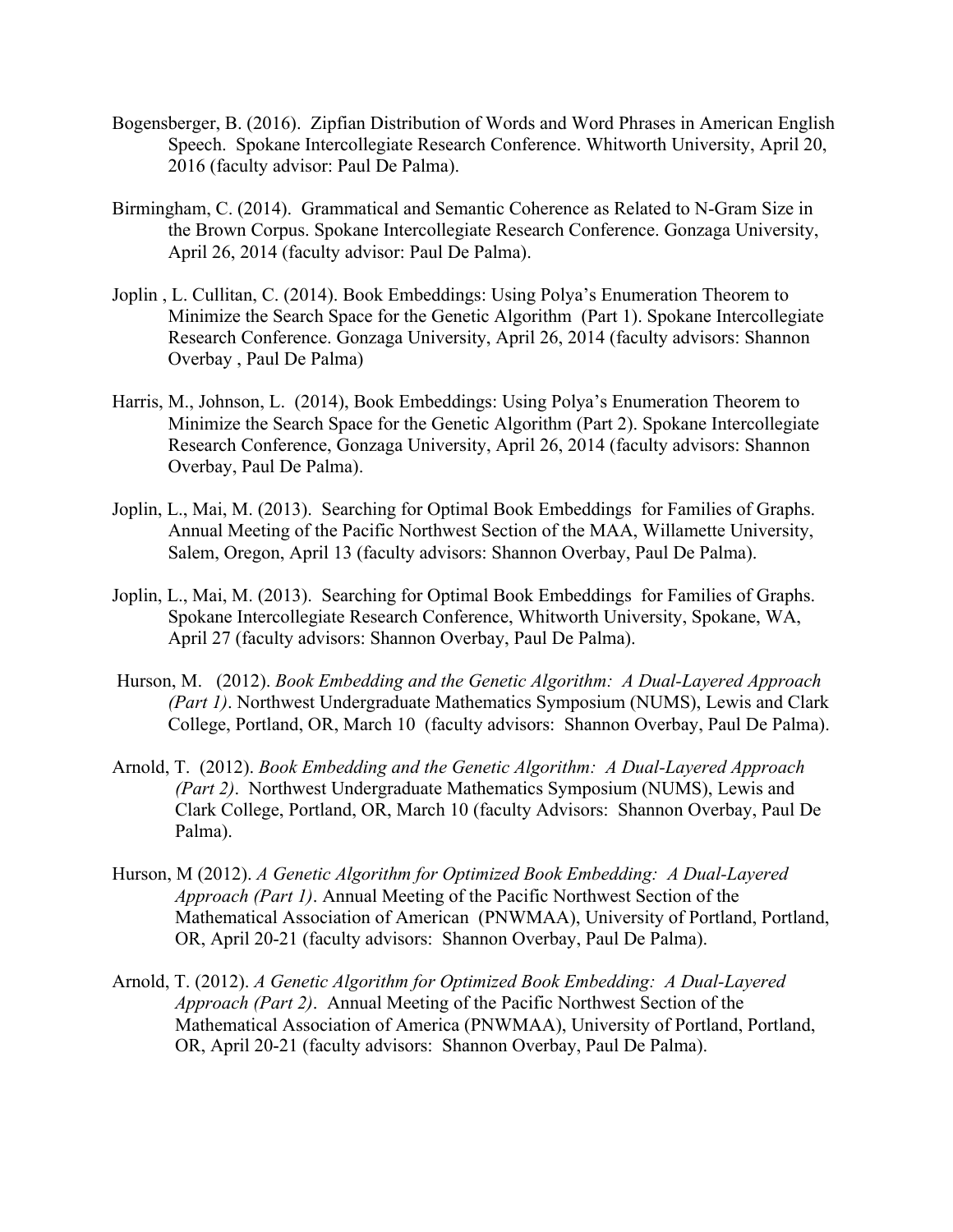Bogensberger, B. (2016). Zipfian Distribution of Words and Word Phrases in American English Speech. Spokane Intercollegiate Research Conference. Whitworth University, April 20, 2016 (faculty advisor: Paul De Palma).

Birmingham, C. (2014). Grammatical and Semantic Coherence as Related to N-Gram Size in the Brown Corpus. Spokane Intercollegiate Research Conference. Gonzaga University, April 26, 2014 (faculty advisor: Paul De Palma).

Joplin , L. Cullitan, C. (2014). Book Embeddings: Using Polya's Enumeration Theorem to Minimize the Search Space for the Genetic Algorithm (Part 1). Spokane Intercollegiate Research Conference. Gonzaga University, April 26, 2014 (faculty advisors: Shannon Overbay , Paul De Palma)

Harris, M., Johnson, L. (2014), Book Embeddings: Using Polya's Enumeration Theorem to Minimize the Search Space for the Genetic Algorithm (Part 2). Spokane Intercollegiate Research Conference, Gonzaga University, April 26, 2014 (faculty advisors: Shannon Overbay, Paul De Palma).

Joplin, L., Mai, M. (2013). Searching for Optimal Book Embeddings for Families of Graphs. Annual Meeting of the Pacific Northwest Section of the MAA, Willamette University, Salem, Oregon, April 13 (faculty advisors: Shannon Overbay, Paul De Palma).

Joplin, L., Mai, M. (2013). Searching for Optimal Book Embeddings for Families of Graphs. Spokane Intercollegiate Research Conference, Whitworth University, Spokane, WA, April 27 (faculty advisors: Shannon Overbay, Paul De Palma).

Hurson, M. (2012). *Book Embedding and the Genetic Algorithm: A Dual-Layered Approach (Part 1)*. Northwest Undergraduate Mathematics Symposium (NUMS), Lewis and Clark College, Portland, OR, March 10 (faculty advisors: Shannon Overbay, Paul De Palma).

Arnold, T. (2012). *Book Embedding and the Genetic Algorithm: A Dual-Layered Approach (Part 2)*. Northwest Undergraduate Mathematics Symposium (NUMS), Lewis and Clark College, Portland, OR, March 10 (faculty Advisors: Shannon Overbay, Paul De Palma).

Hurson, M (2012). *A Genetic Algorithm for Optimized Book Embedding: A Dual-Layered Approach (Part 1)*. Annual Meeting of the Pacific Northwest Section of the Mathematical Association of American (PNWMAA), University of Portland, Portland, OR, April 20-21 (faculty advisors: Shannon Overbay, Paul De Palma).

Arnold, T. (2012). *A Genetic Algorithm for Optimized Book Embedding: A Dual-Layered Approach (Part 2)*. Annual Meeting of the Pacific Northwest Section of the Mathematical Association of America (PNWMAA), University of Portland, Portland, OR, April 20-21 (faculty advisors: Shannon Overbay, Paul De Palma).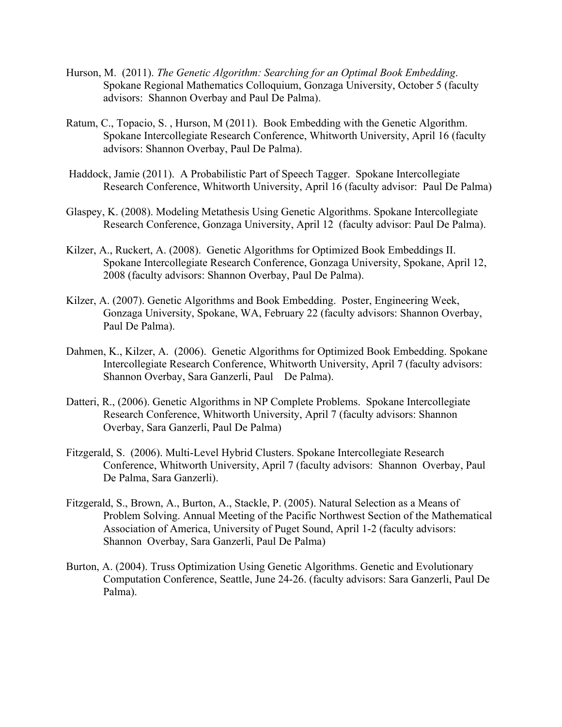Hurson, M. (2011). *The Genetic Algorithm: Searching for an Optimal Book Embedding*. Spokane Regional Mathematics Colloquium, Gonzaga University, October 5 (faculty advisors: Shannon Overbay and Paul De Palma).

Ratum, C., Topacio, S. , Hurson, M (2011). Book Embedding with the Genetic Algorithm. Spokane Intercollegiate Research Conference, Whitworth University, April 16 (faculty advisors: Shannon Overbay, Paul De Palma).

Haddock, Jamie (2011). A Probabilistic Part of Speech Tagger. Spokane Intercollegiate Research Conference, Whitworth University, April 16 (faculty advisor: Paul De Palma)

Glaspey, K. (2008). Modeling Metathesis Using Genetic Algorithms. Spokane Intercollegiate Research Conference, Gonzaga University, April 12 (faculty advisor: Paul De Palma).

Kilzer, A., Ruckert, A. (2008). Genetic Algorithms for Optimized Book Embeddings II. Spokane Intercollegiate Research Conference, Gonzaga University, Spokane, April 12, 2008 (faculty advisors: Shannon Overbay, Paul De Palma).

Kilzer, A. (2007). Genetic Algorithms and Book Embedding. Poster, Engineering Week, Gonzaga University, Spokane, WA, February 22 (faculty advisors: Shannon Overbay, Paul De Palma).

Dahmen, K., Kilzer, A. (2006). Genetic Algorithms for Optimized Book Embedding. Spokane Intercollegiate Research Conference, Whitworth University, April 7 (faculty advisors: Shannon Overbay, Sara Ganzerli, Paul De Palma).

Datteri, R., (2006). Genetic Algorithms in NP Complete Problems. Spokane Intercollegiate Research Conference, Whitworth University, April 7 (faculty advisors: Shannon Overbay, Sara Ganzerli, Paul De Palma)

Fitzgerald, S. (2006). Multi-Level Hybrid Clusters. Spokane Intercollegiate Research Conference, Whitworth University, April 7 (faculty advisors: Shannon Overbay, Paul De Palma, Sara Ganzerli).

Fitzgerald, S., Brown, A., Burton, A., Stackle, P. (2005). Natural Selection as a Means of Problem Solving. Annual Meeting of the Pacific Northwest Section of the Mathematical Association of America, University of Puget Sound, April 1-2 (faculty advisors: Shannon Overbay, Sara Ganzerli, Paul De Palma)

Burton, A. (2004). Truss Optimization Using Genetic Algorithms. Genetic and Evolutionary Computation Conference, Seattle, June 24-26. (faculty advisors: Sara Ganzerli, Paul De Palma).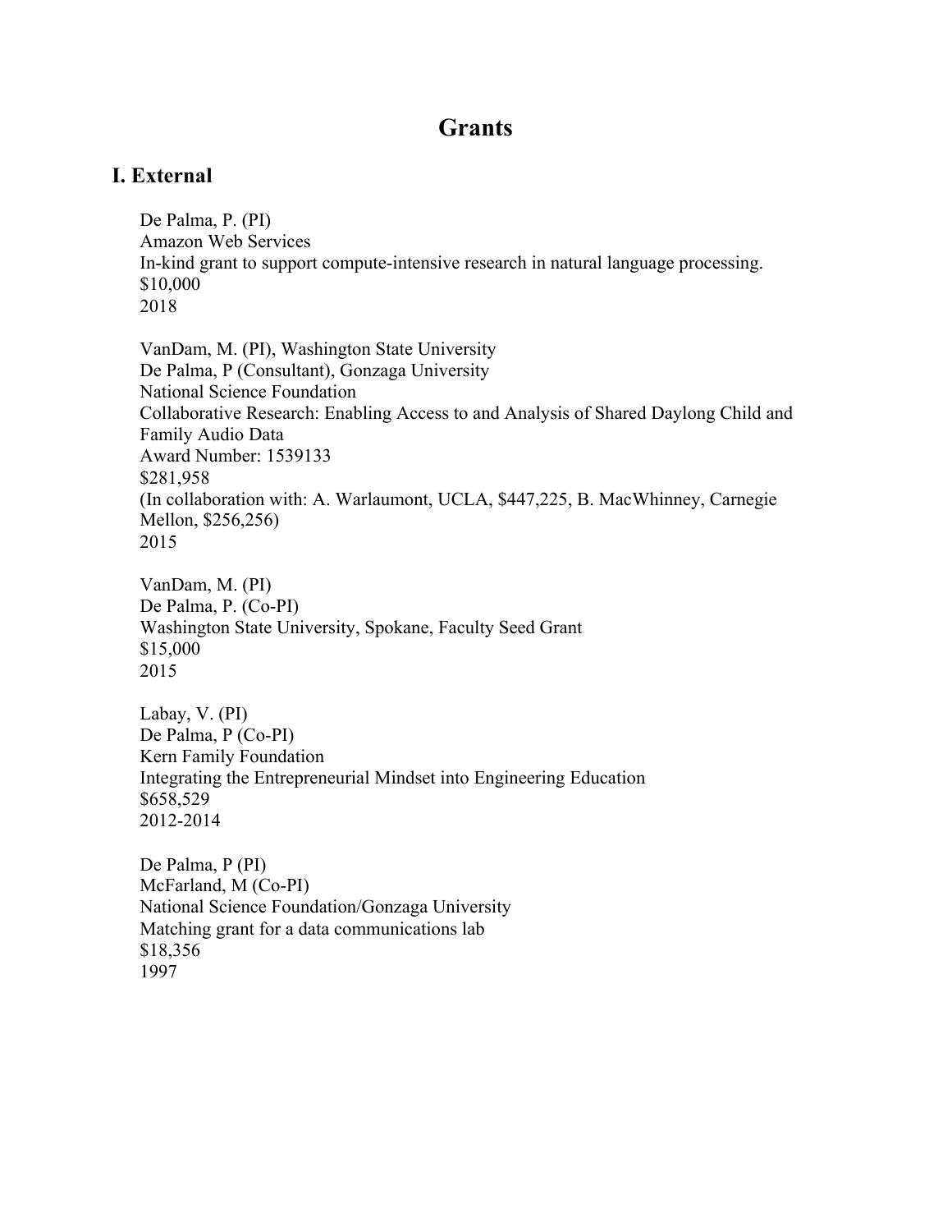# Grants

## I. External

De Palma, P. (PI)
Amazon Web Services
In-kind grant to support compute-intensive research in natural language processing.
$10,000
2018

VanDam, M. (PI), Washington State University
De Palma, P (Consultant), Gonzaga University
National Science Foundation
Collaborative Research: Enabling Access to and Analysis of Shared Daylong Child and Family Audio Data
Award Number: 1539133
$281,958
(In collaboration with: A. Warlaumont, UCLA, $447,225, B. MacWhinney, Carnegie Mellon, $256,256)
2015

VanDam, M. (PI)
De Palma, P. (Co-PI)
Washington State University, Spokane, Faculty Seed Grant
$15,000
2015

Labay, V. (PI)
De Palma, P (Co-PI)
Kern Family Foundation
Integrating the Entrepreneurial Mindset into Engineering Education
$658,529
2012-2014

De Palma, P (PI)
McFarland, M (Co-PI)
National Science Foundation/Gonzaga University
Matching grant for a data communications lab
$18,356
1997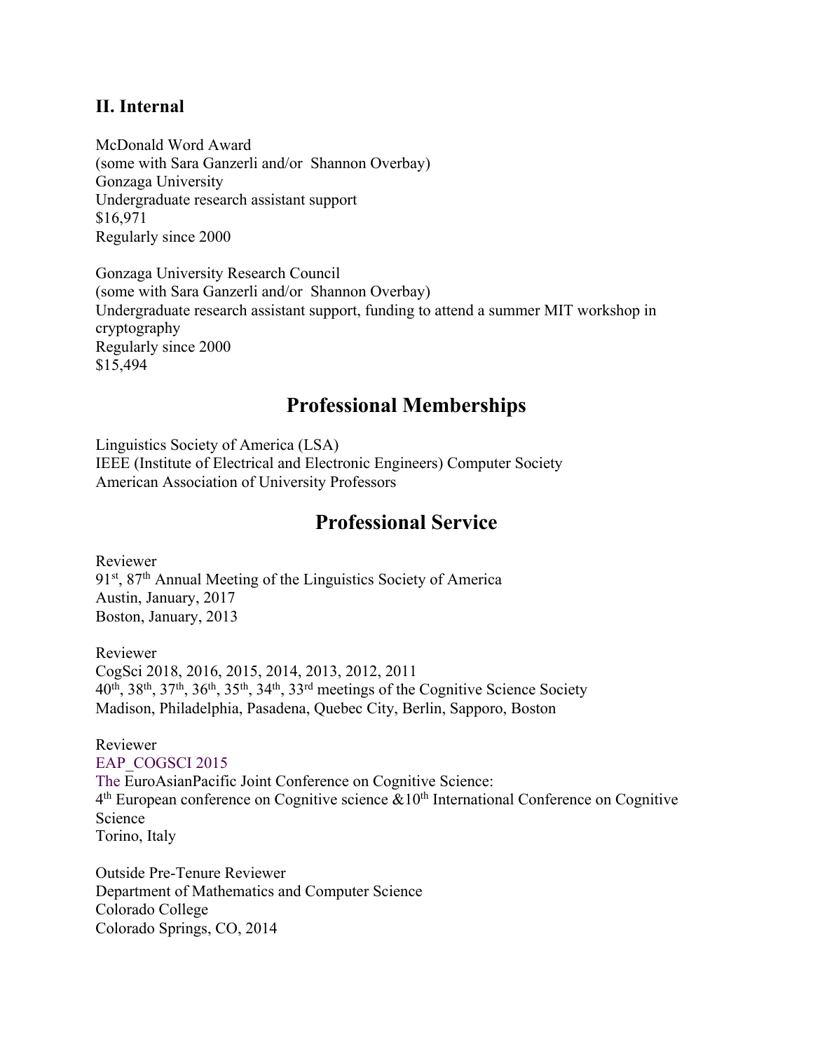### II. Internal

McDonald Word Award
(some with Sara Ganzerli and/or Shannon Overbay)
Gonzaga University
Undergraduate research assistant support
$16,971
Regularly since 2000

Gonzaga University Research Council
(some with Sara Ganzerli and/or Shannon Overbay)
Undergraduate research assistant support, funding to attend a summer MIT workshop in cryptography
Regularly since 2000
$15,494

## Professional Memberships

Linguistics Society of America (LSA)
IEEE (Institute of Electrical and Electronic Engineers) Computer Society
American Association of University Professors

## Professional Service

Reviewer
91st, 87th Annual Meeting of the Linguistics Society of America
Austin, January, 2017
Boston, January, 2013

Reviewer
CogSci 2018, 2016, 2015, 2014, 2013, 2012, 2011
40th, 38th, 37th, 36th, 35th, 34th, 33rd meetings of the Cognitive Science Society
Madison, Philadelphia, Pasadena, Quebec City, Berlin, Sapporo, Boston

Reviewer
EAP_COGSCI 2015
The EuroAsianPacific Joint Conference on Cognitive Science:
4th European conference on Cognitive science &10th International Conference on Cognitive Science
Torino, Italy

Outside Pre-Tenure Reviewer
Department of Mathematics and Computer Science
Colorado College
Colorado Springs, CO, 2014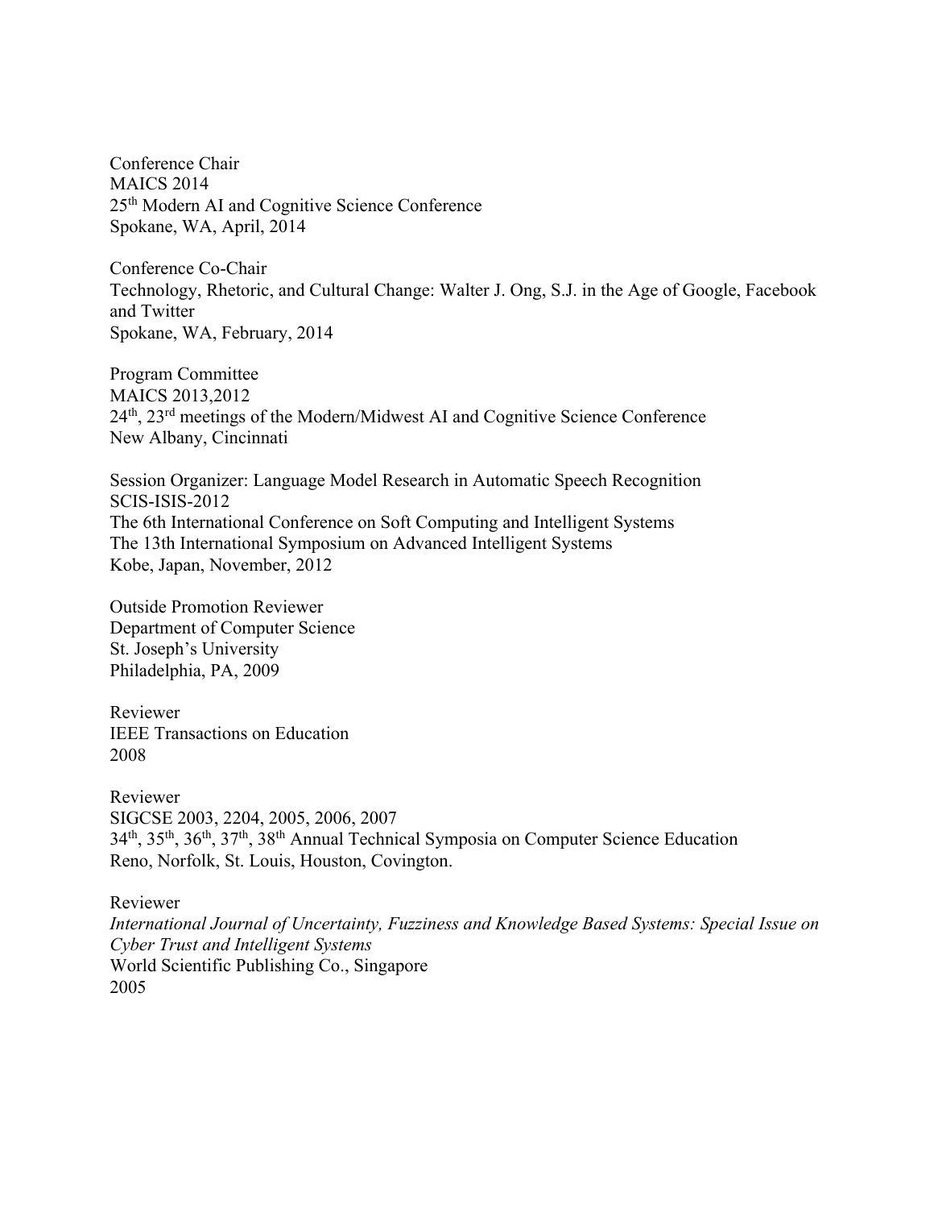Conference Chair
MAICS 2014
25th Modern AI and Cognitive Science Conference
Spokane, WA, April, 2014

Conference Co-Chair
Technology, Rhetoric, and Cultural Change: Walter J. Ong, S.J. in the Age of Google, Facebook and Twitter
Spokane, WA, February, 2014

Program Committee
MAICS 2013,2012
24th, 23rd meetings of the Modern/Midwest AI and Cognitive Science Conference
New Albany, Cincinnati

Session Organizer: Language Model Research in Automatic Speech Recognition
SCIS-ISIS-2012
The 6th International Conference on Soft Computing and Intelligent Systems
The 13th International Symposium on Advanced Intelligent Systems
Kobe, Japan, November, 2012

Outside Promotion Reviewer
Department of Computer Science
St. Joseph's University
Philadelphia, PA, 2009

Reviewer
IEEE Transactions on Education
2008

Reviewer
SIGCSE 2003, 2204, 2005, 2006, 2007
34th, 35th, 36th, 37th, 38th Annual Technical Symposia on Computer Science Education
Reno, Norfolk, St. Louis, Houston, Covington.

Reviewer
*International Journal of Uncertainty, Fuzziness and Knowledge Based Systems: Special Issue on Cyber Trust and Intelligent Systems*
World Scientific Publishing Co., Singapore
2005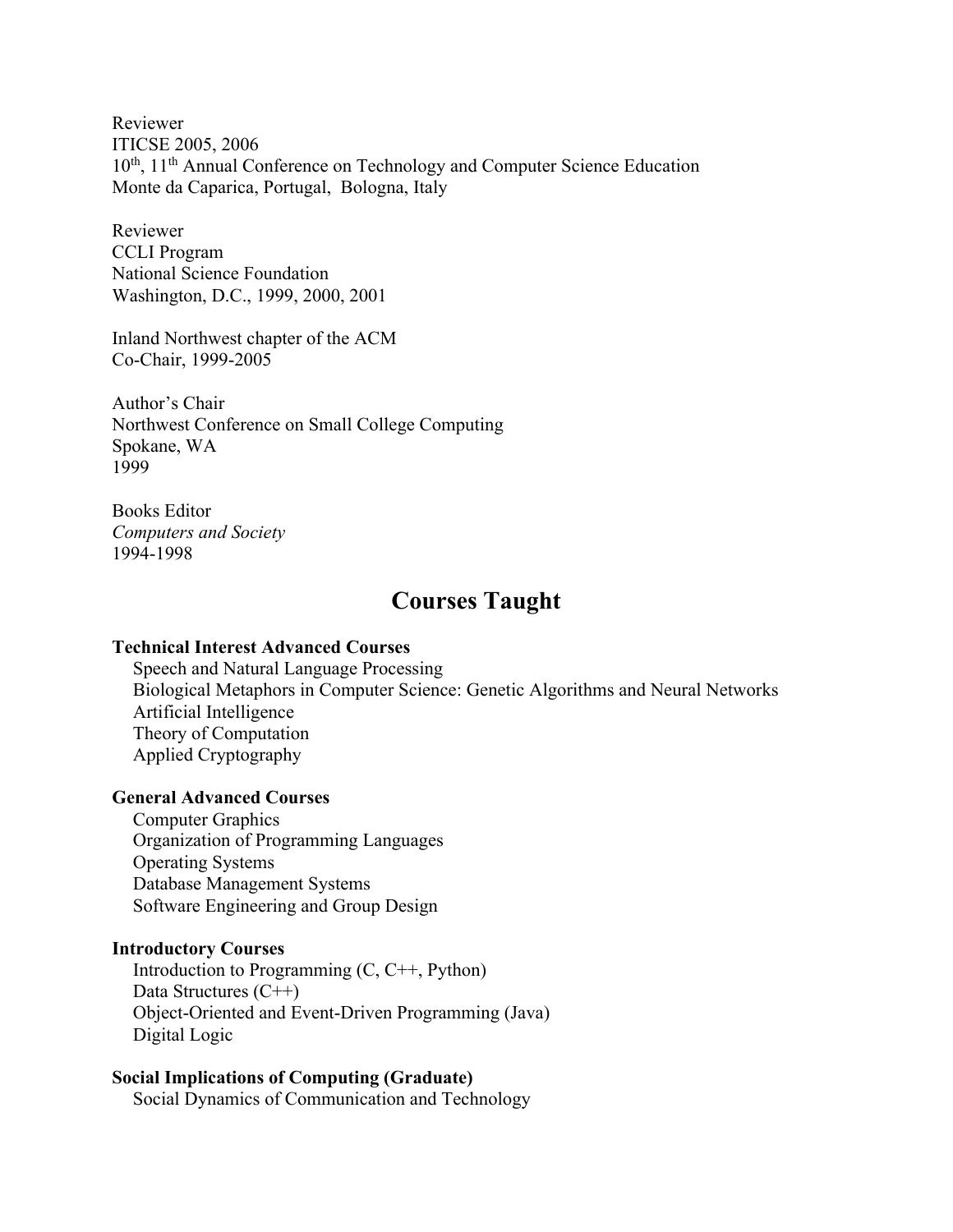Reviewer
ITICSE 2005, 2006
10th, 11th Annual Conference on Technology and Computer Science Education
Monte da Caparica, Portugal, Bologna, Italy

Reviewer
CCLI Program
National Science Foundation
Washington, D.C., 1999, 2000, 2001

Inland Northwest chapter of the ACM
Co-Chair, 1999-2005

Author's Chair
Northwest Conference on Small College Computing
Spokane, WA
1999

Books Editor
*Computers and Society*
1994-1998

## Courses Taught

**Technical Interest Advanced Courses**

- Speech and Natural Language Processing
- Biological Metaphors in Computer Science: Genetic Algorithms and Neural Networks
- Artificial Intelligence
- Theory of Computation
- Applied Cryptography

**General Advanced Courses**

- Computer Graphics
- Organization of Programming Languages
- Operating Systems
- Database Management Systems
- Software Engineering and Group Design

**Introductory Courses**

- Introduction to Programming (C, C++, Python)
- Data Structures (C++)
- Object-Oriented and Event-Driven Programming (Java)
- Digital Logic

**Social Implications of Computing (Graduate)**

- Social Dynamics of Communication and Technology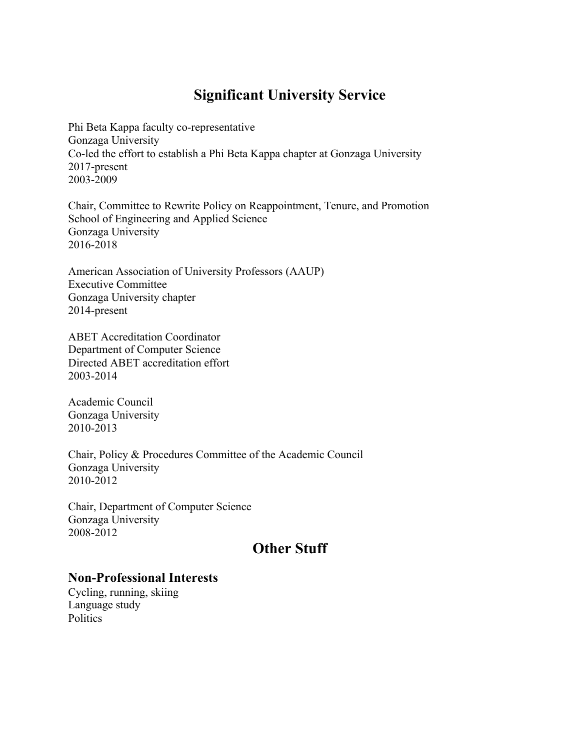## Significant University Service

Phi Beta Kappa faculty co-representative
Gonzaga University
Co-led the effort to establish a Phi Beta Kappa chapter at Gonzaga University
2017-present
2003-2009

Chair, Committee to Rewrite Policy on Reappointment, Tenure, and Promotion
School of Engineering and Applied Science
Gonzaga University
2016-2018

American Association of University Professors (AAUP)
Executive Committee
Gonzaga University chapter
2014-present

ABET Accreditation Coordinator
Department of Computer Science
Directed ABET accreditation effort
2003-2014

Academic Council
Gonzaga University
2010-2013

Chair, Policy & Procedures Committee of the Academic Council
Gonzaga University
2010-2012

Chair, Department of Computer Science
Gonzaga University
2008-2012

## Other Stuff

### Non-Professional Interests

Cycling, running, skiing
Language study
Politics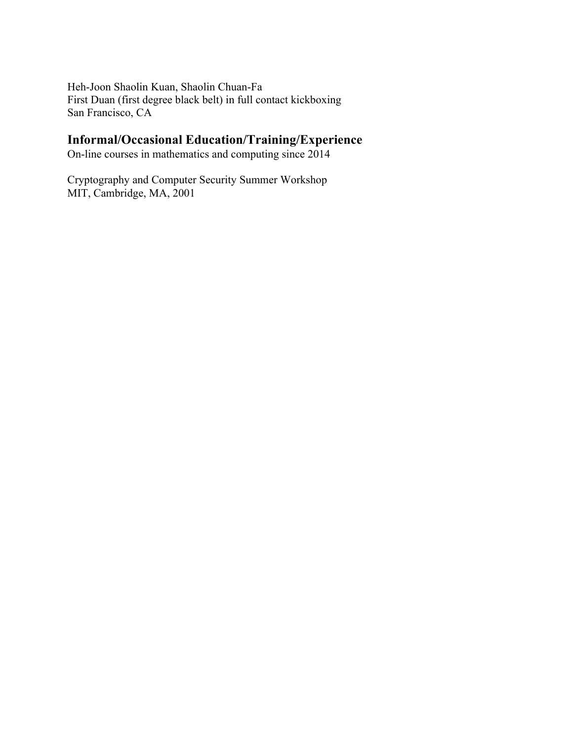Heh-Joon Shaolin Kuan, Shaolin Chuan-Fa
First Duan (first degree black belt) in full contact kickboxing
San Francisco, CA

## Informal/Occasional Education/Training/Experience

On-line courses in mathematics and computing since 2014

Cryptography and Computer Security Summer Workshop
MIT, Cambridge, MA, 2001